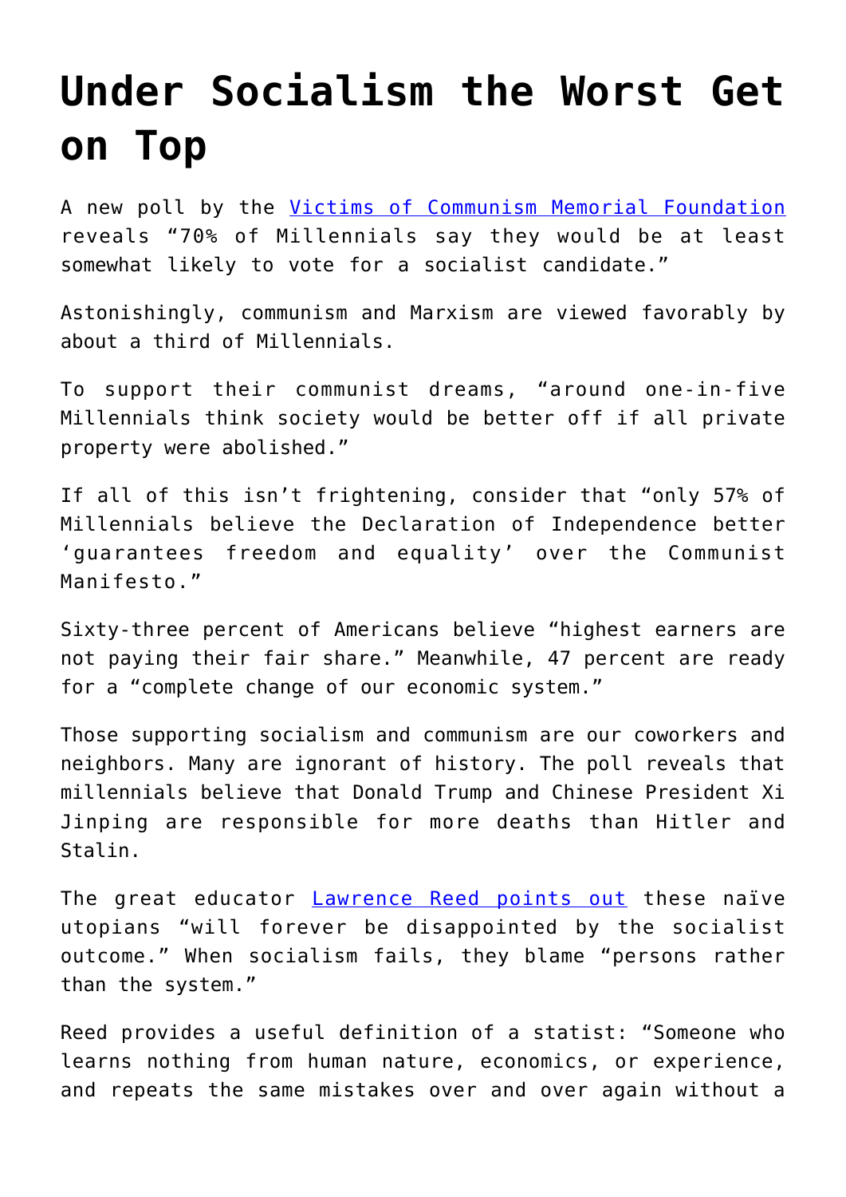# Under Socialism the Worst Get on Top

A new poll by the [Victims of Communism Memorial Foundation](#) reveals "70% of Millennials say they would be at least somewhat likely to vote for a socialist candidate."

Astonishingly, communism and Marxism are viewed favorably by about a third of Millennials.

To support their communist dreams, "around one-in-five Millennials think society would be better off if all private property were abolished."

If all of this isn't frightening, consider that "only 57% of Millennials believe the Declaration of Independence better 'guarantees freedom and equality' over the Communist Manifesto."

Sixty-three percent of Americans believe "highest earners are not paying their fair share." Meanwhile, 47 percent are ready for a "complete change of our economic system."

Those supporting socialism and communism are our coworkers and neighbors. Many are ignorant of history. The poll reveals that millennials believe that Donald Trump and Chinese President Xi Jinping are responsible for more deaths than Hitler and Stalin.

The great educator [Lawrence Reed points out](#) these naïve utopians "will forever be disappointed by the socialist outcome." When socialism fails, they blame "persons rather than the system."

Reed provides a useful definition of a statist: "Someone who learns nothing from human nature, economics, or experience, and repeats the same mistakes over and over again without a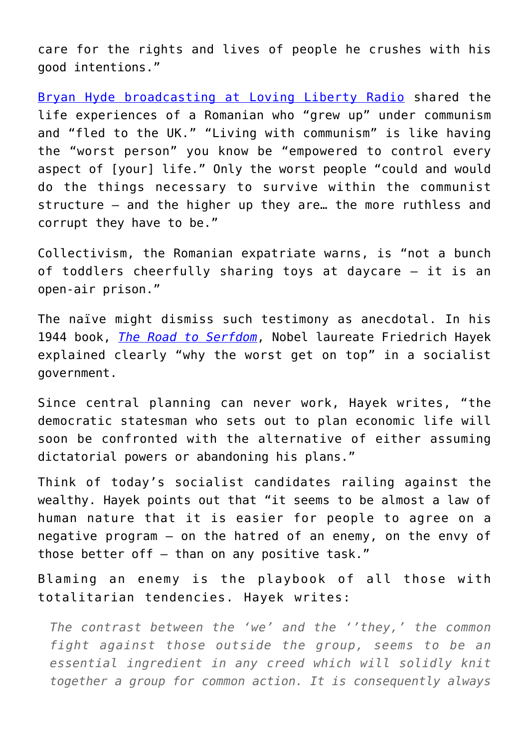care for the rights and lives of people he crushes with his good intentions."

[Bryan Hyde broadcasting at Loving Liberty Radio](#) shared the life experiences of a Romanian who "grew up" under communism and "fled to the UK." "Living with communism" is like having the "worst person" you know be "empowered to control every aspect of [your] life." Only the worst people "could and would do the things necessary to survive within the communist structure – and the higher up they are… the more ruthless and corrupt they have to be."

Collectivism, the Romanian expatriate warns, is "not a bunch of toddlers cheerfully sharing toys at daycare – it is an open-air prison."

The naïve might dismiss such testimony as anecdotal. In his 1944 book, *[The Road to Serfdom](#)*, Nobel laureate Friedrich Hayek explained clearly "why the worst get on top" in a socialist government.

Since central planning can never work, Hayek writes, "the democratic statesman who sets out to plan economic life will soon be confronted with the alternative of either assuming dictatorial powers or abandoning his plans."

Think of today's socialist candidates railing against the wealthy. Hayek points out that "it seems to be almost a law of human nature that it is easier for people to agree on a negative program – on the hatred of an enemy, on the envy of those better off – than on any positive task."

Blaming an enemy is the playbook of all those with totalitarian tendencies. Hayek writes:

> *The contrast between the 'we' and the ''they,' the common fight against those outside the group, seems to be an essential ingredient in any creed which will solidly knit together a group for common action. It is consequently always*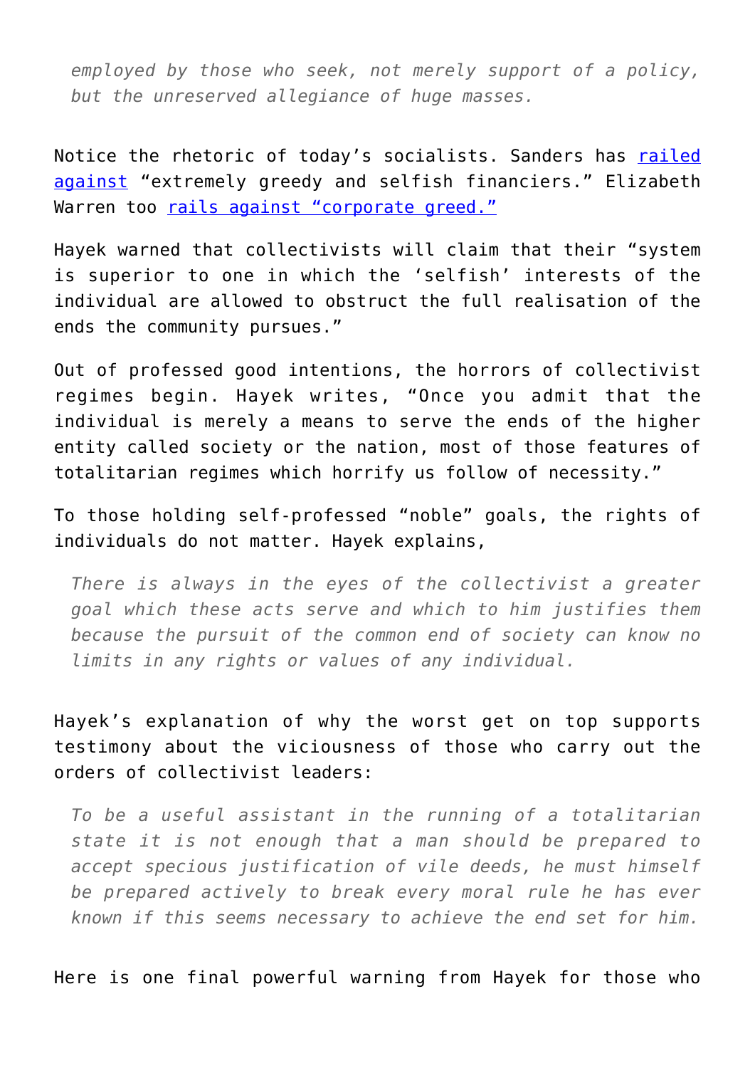> *employed by those who seek, not merely support of a policy, but the unreserved allegiance of huge masses.*

Notice the rhetoric of today's socialists. Sanders has [railed against](#) "extremely greedy and selfish financiers." Elizabeth Warren too [rails against "corporate greed."](#)

Hayek warned that collectivists will claim that their "system is superior to one in which the 'selfish' interests of the individual are allowed to obstruct the full realisation of the ends the community pursues."

Out of professed good intentions, the horrors of collectivist regimes begin. Hayek writes, "Once you admit that the individual is merely a means to serve the ends of the higher entity called society or the nation, most of those features of totalitarian regimes which horrify us follow of necessity."

To those holding self-professed "noble" goals, the rights of individuals do not matter. Hayek explains,

> *There is always in the eyes of the collectivist a greater goal which these acts serve and which to him justifies them because the pursuit of the common end of society can know no limits in any rights or values of any individual.*

Hayek's explanation of why the worst get on top supports testimony about the viciousness of those who carry out the orders of collectivist leaders:

> *To be a useful assistant in the running of a totalitarian state it is not enough that a man should be prepared to accept specious justification of vile deeds, he must himself be prepared actively to break every moral rule he has ever known if this seems necessary to achieve the end set for him.*

Here is one final powerful warning from Hayek for those who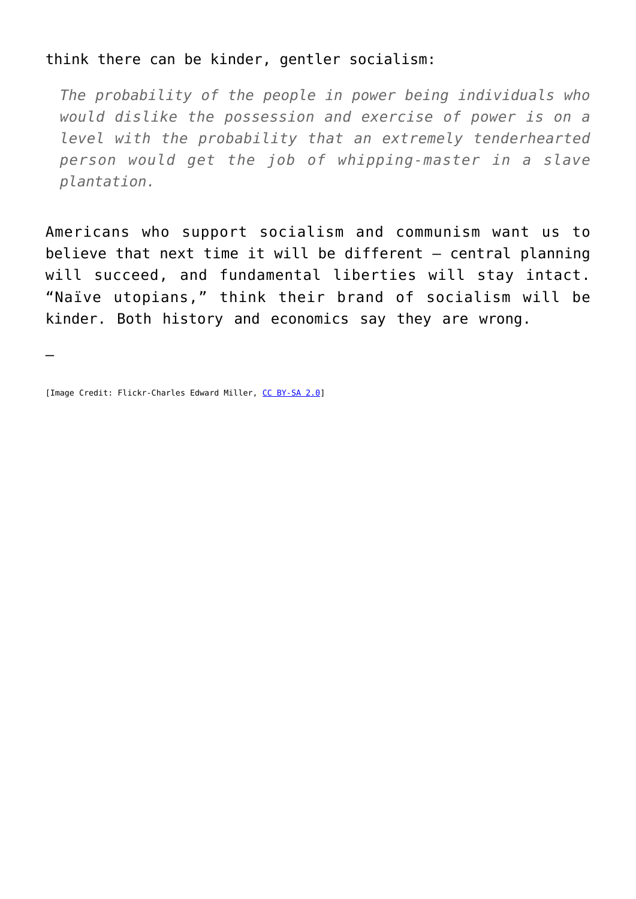think there can be kinder, gentler socialism:

> *The probability of the people in power being individuals who would dislike the possession and exercise of power is on a level with the probability that an extremely tenderhearted person would get the job of whipping-master in a slave plantation.*

Americans who support socialism and communism want us to believe that next time it will be different – central planning will succeed, and fundamental liberties will stay intact. "Naïve utopians," think their brand of socialism will be kinder. Both history and economics say they are wrong.

—

[Image Credit: Flickr-Charles Edward Miller, CC BY-SA 2.0]